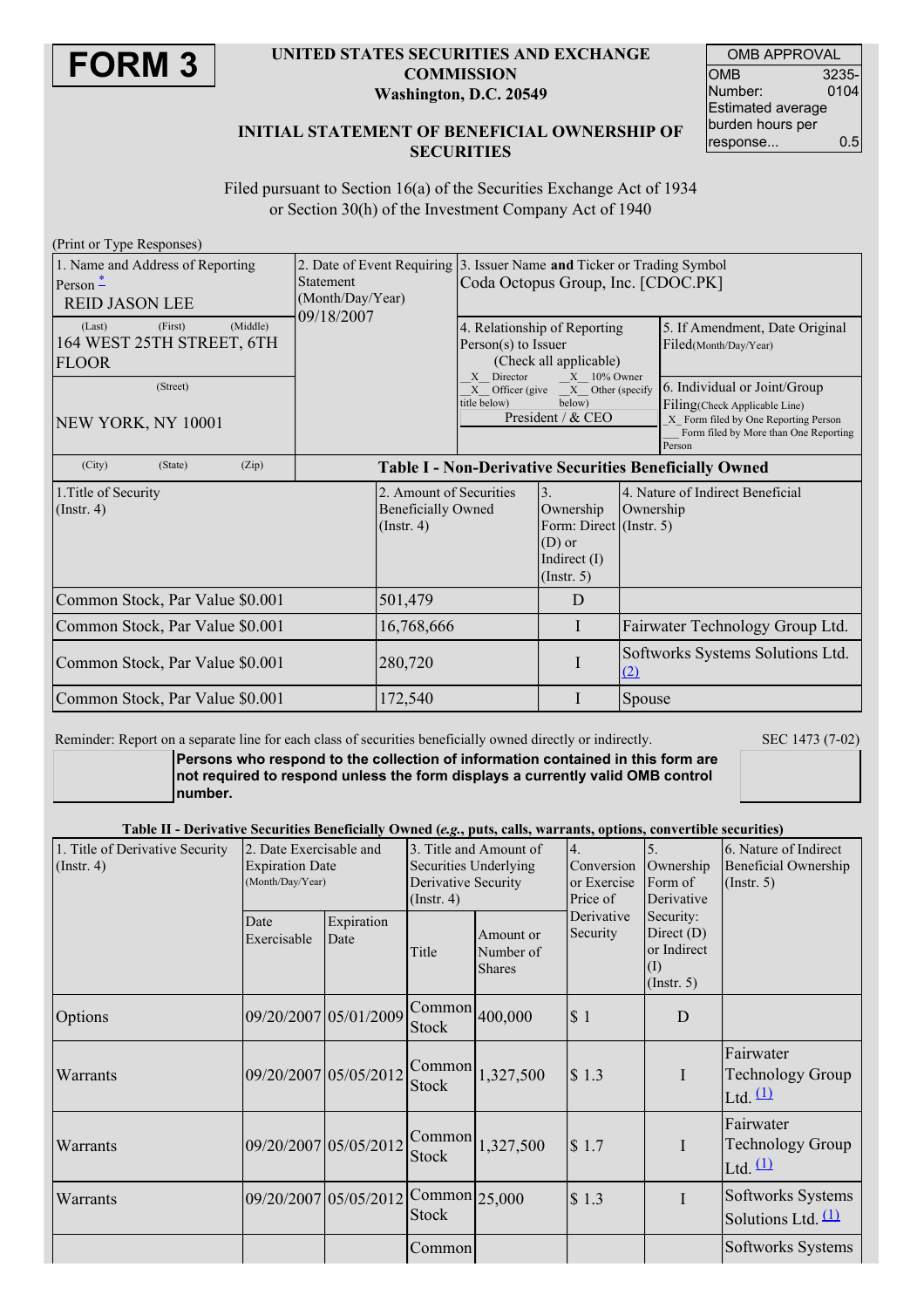# FORM 3

**UNITED STATES SECURITIES AND EXCHANGE COMMISSION**
**Washington, D.C. 20549**

**INITIAL STATEMENT OF BENEFICIAL OWNERSHIP OF SECURITIES**

| OMB APPROVAL | |
|---|---|
| OMB Number: | 3235-0104 |
| Estimated average burden hours per response... | 0.5 |

Filed pursuant to Section 16(a) of the Securities Exchange Act of 1934 or Section 30(h) of the Investment Company Act of 1940

(Print or Type Responses)

| 1. Name and Address of Reporting Person * | 2. Date of Event Requiring Statement (Month/Day/Year) | 3. Issuer Name and Ticker or Trading Symbol | |
|---|---|---|---|
| REID JASON LEE | 09/18/2007 | Coda Octopus Group, Inc. [CDOC.PK] | |
| (Last) (First) (Middle) 164 WEST 25TH STREET, 6TH FLOOR | | 4. Relationship of Reporting Person(s) to Issuer (Check all applicable) _X_ Director _X_ 10% Owner _X_ Officer (give title below) _X_ Other (specify below) President / & CEO | 5. If Amendment, Date Original Filed(Month/Day/Year) |
| (Street) NEW YORK, NY 10001 | | | 6. Individual or Joint/Group Filing(Check Applicable Line) _X_ Form filed by One Reporting Person ___ Form filed by More than One Reporting Person |
| (City) (State) (Zip) | | | |

**Table I - Non-Derivative Securities Beneficially Owned**

| 1.Title of Security (Instr. 4) | 2. Amount of Securities Beneficially Owned (Instr. 4) | 3. Ownership Form: Direct (D) or Indirect (I) (Instr. 5) | 4. Nature of Indirect Beneficial Ownership (Instr. 5) |
|---|---|---|---|
| Common Stock, Par Value $0.001 | 501,479 | D | |
| Common Stock, Par Value $0.001 | 16,768,666 | I | Fairwater Technology Group Ltd. |
| Common Stock, Par Value $0.001 | 280,720 | I | Softworks Systems Solutions Ltd. (2) |
| Common Stock, Par Value $0.001 | 172,540 | I | Spouse |

Reminder: Report on a separate line for each class of securities beneficially owned directly or indirectly.

SEC 1473 (7-02)

**Persons who respond to the collection of information contained in this form are not required to respond unless the form displays a currently valid OMB control number.**

**Table II - Derivative Securities Beneficially Owned (*e.g.*, puts, calls, warrants, options, convertible securities)**

| 1. Title of Derivative Security (Instr. 4) | 2. Date Exercisable and Expiration Date (Month/Day/Year) | | 3. Title and Amount of Securities Underlying Derivative Security (Instr. 4) | | 4. Conversion or Exercise Price of Derivative Security | 5. Ownership Form of Derivative Security: Direct (D) or Indirect (I) (Instr. 5) | 6. Nature of Indirect Beneficial Ownership (Instr. 5) |
|---|---|---|---|---|---|---|---|
| | Date Exercisable | Expiration Date | Title | Amount or Number of Shares | | | |
| Options | 09/20/2007 | 05/01/2009 | Common Stock | 400,000 | $ 1 | D | |
| Warrants | 09/20/2007 | 05/05/2012 | Common Stock | 1,327,500 | $ 1.3 | I | Fairwater Technology Group Ltd. (1) |
| Warrants | 09/20/2007 | 05/05/2012 | Common Stock | 1,327,500 | $ 1.7 | I | Fairwater Technology Group Ltd. (1) |
| Warrants | 09/20/2007 | 05/05/2012 | Common Stock | 25,000 | $ 1.3 | I | Softworks Systems Solutions Ltd. (1) |
| | | | Common | | | | Softworks Systems |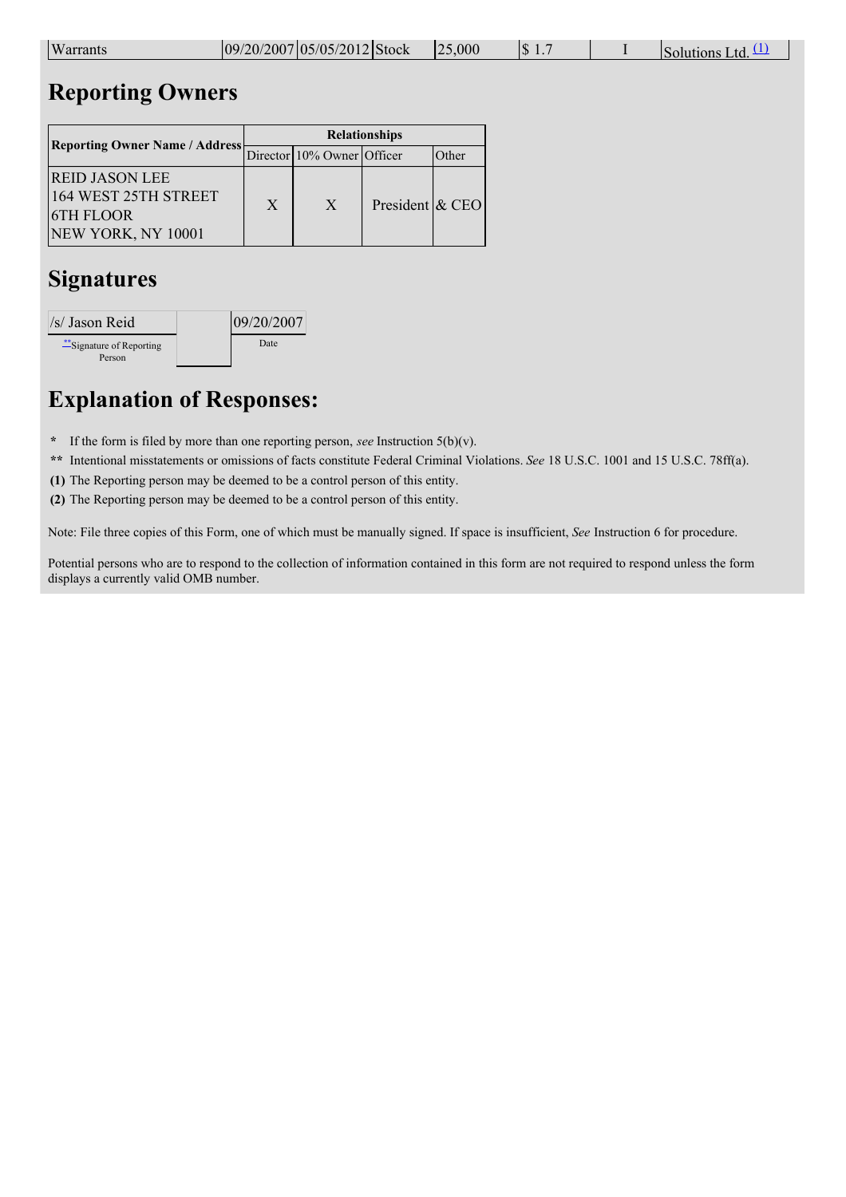| | | | | | | | |
|---|---|---|---|---|---|---|---|
| Warrants | 09/20/2007 | 05/05/2012 | Stock | 25,000 | $ 1.7 | I | Solutions Ltd. (1) |

## Reporting Owners

| Reporting Owner Name / Address | Relationships | | | |
|---|---|---|---|---|
| | Director | 10% Owner | Officer | Other |
| REID JASON LEE<br>164 WEST 25TH STREET<br>6TH FLOOR<br>NEW YORK, NY 10001 | X | X | President | & CEO |

## Signatures

| | | |
|---|---|---|
| /s/ Jason Reid | | 09/20/2007 |
| **Signature of Reporting Person | | Date |

## Explanation of Responses:

**\*** If the form is filed by more than one reporting person, *see* Instruction 5(b)(v).

**\*\*** Intentional misstatements or omissions of facts constitute Federal Criminal Violations. *See* 18 U.S.C. 1001 and 15 U.S.C. 78ff(a).

**(1)** The Reporting person may be deemed to be a control person of this entity.

**(2)** The Reporting person may be deemed to be a control person of this entity.

Note: File three copies of this Form, one of which must be manually signed. If space is insufficient, *See* Instruction 6 for procedure.

Potential persons who are to respond to the collection of information contained in this form are not required to respond unless the form displays a currently valid OMB number.